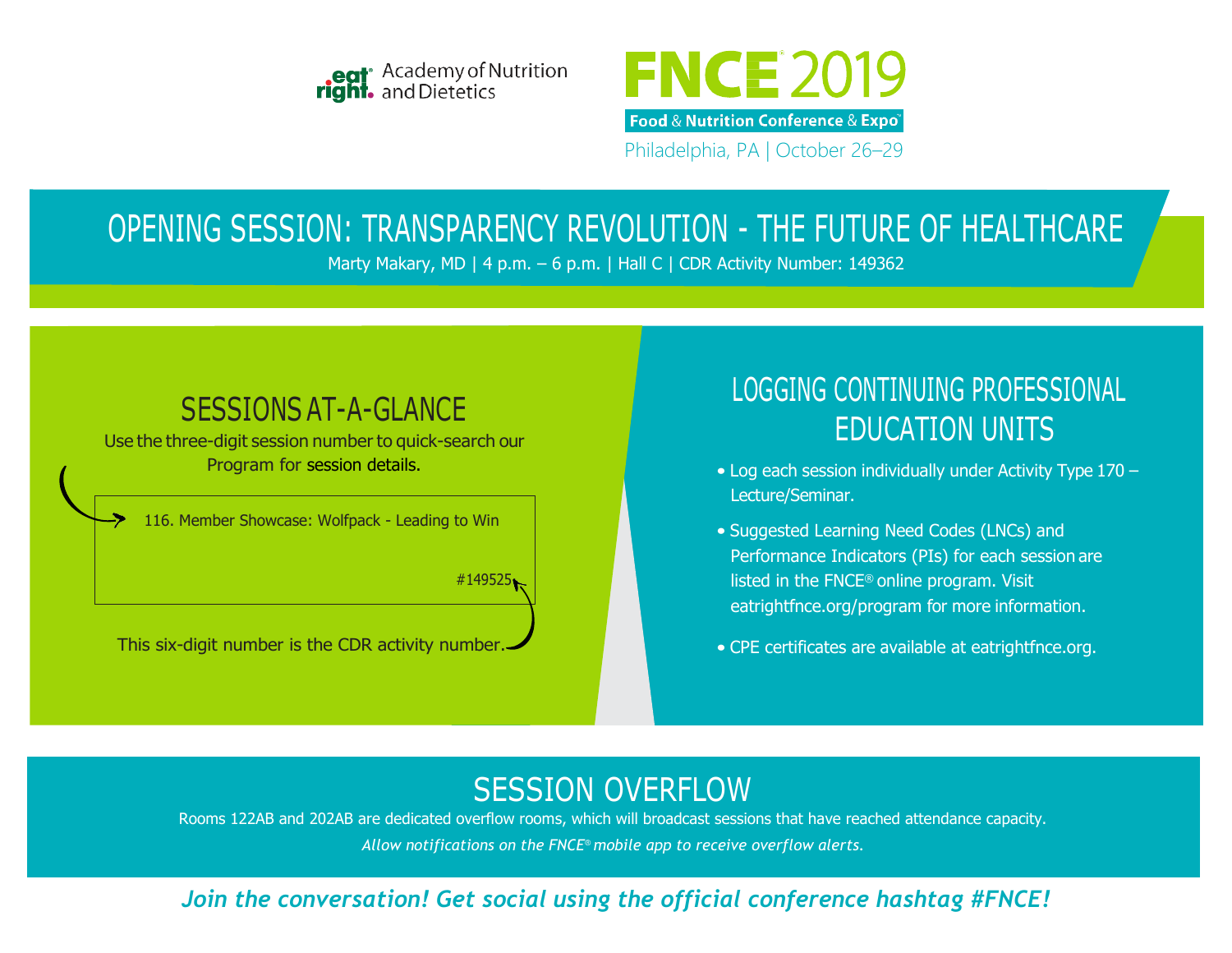eat right. Academy of Nutrition and Dietetics

# FNCE 2019

**Food & Nutrition Conference & Expo**

Philadelphia, PA | October 26–29

## OPENING SESSION: TRANSPARENCY REVOLUTION - THE FUTURE OF HEALTHCARE

Marty Makary, MD | 4 p.m. – 6 p.m. | Hall C | CDR Activity Number: 149362

## SESSIONS AT-A-GLANCE

Use the three-digit session number to quick-search our Program for session details.

116. Member Showcase: Wolfpack - Leading to Win

#149525

This six-digit number is the CDR activity number.

## LOGGING CONTINUING PROFESSIONAL EDUCATION UNITS

- Log each session individually under Activity Type 170 – Lecture/Seminar.
- Suggested Learning Need Codes (LNCs) and Performance Indicators (PIs) for each session are listed in the FNCE® online program. Visit eatrightfnce.org/program for more information.
- CPE certificates are available at eatrightfnce.org.

## SESSION OVERFLOW

Rooms 122AB and 202AB are dedicated overflow rooms, which will broadcast sessions that have reached attendance capacity.

*Allow notifications on the FNCE® mobile app to receive overflow alerts.*

***Join the conversation! Get social using the official conference hashtag #FNCE!***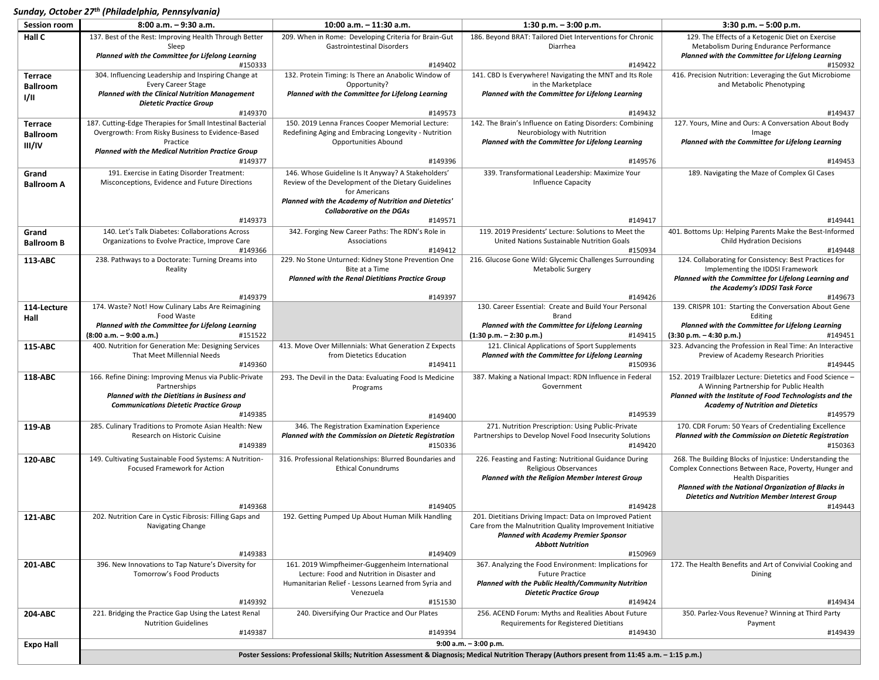***Sunday, October 27th (Philadelphia, Pennsylvania)***

| Session room | 8:00 a.m. – 9:30 a.m. | 10:00 a.m. – 11:30 a.m. | 1:30 p.m. – 3:00 p.m. | 3:30 p.m. – 5:00 p.m. |
|---|---|---|---|---|
| **Hall C** | 137. Best of the Rest: Improving Health Through Better Sleep ***Planned with the Committee for Lifelong Learning*** #150333 | 209. When in Rome: Developing Criteria for Brain-Gut Gastrointestinal Disorders #149402 | 186. Beyond BRAT: Tailored Diet Interventions for Chronic Diarrhea #149422 | 129. The Effects of a Ketogenic Diet on Exercise Metabolism During Endurance Performance ***Planned with the Committee for Lifelong Learning*** #150932 |
| **Terrace Ballroom I/II** | 304. Influencing Leadership and Inspiring Change at Every Career Stage ***Planned with the Clinical Nutrition Management Dietetic Practice Group*** #149370 | 132. Protein Timing: Is There an Anabolic Window of Opportunity? ***Planned with the Committee for Lifelong Learning*** #149573 | 141. CBD Is Everywhere! Navigating the MNT and Its Role in the Marketplace ***Planned with the Committee for Lifelong Learning*** #149432 | 416. Precision Nutrition: Leveraging the Gut Microbiome and Metabolic Phenotyping #149437 |
| **Terrace Ballroom III/IV** | 187. Cutting-Edge Therapies for Small Intestinal Bacterial Overgrowth: From Risky Business to Evidence-Based Practice ***Planned with the Medical Nutrition Practice Group*** #149377 | 150. 2019 Lenna Frances Cooper Memorial Lecture: Redefining Aging and Embracing Longevity - Nutrition Opportunities Abound #149396 | 142. The Brain's Influence on Eating Disorders: Combining Neurobiology with Nutrition ***Planned with the Committee for Lifelong Learning*** #149576 | 127. Yours, Mine and Ours: A Conversation About Body Image ***Planned with the Committee for Lifelong Learning*** #149453 |
| **Grand Ballroom A** | 191. Exercise in Eating Disorder Treatment: Misconceptions, Evidence and Future Directions #149373 | 146. Whose Guideline Is It Anyway? A Stakeholders' Review of the Development of the Dietary Guidelines for Americans ***Planned with the Academy of Nutrition and Dietetics' Collaborative on the DGAs*** #149571 | 339. Transformational Leadership: Maximize Your Influence Capacity #149417 | 189. Navigating the Maze of Complex GI Cases #149441 |
| **Grand Ballroom B** | 140. Let's Talk Diabetes: Collaborations Across Organizations to Evolve Practice, Improve Care #149366 | 342. Forging New Career Paths: The RDN's Role in Associations #149412 | 119. 2019 Presidents' Lecture: Solutions to Meet the United Nations Sustainable Nutrition Goals #150934 | 401. Bottoms Up: Helping Parents Make the Best-Informed Child Hydration Decisions #149448 |
| **113-ABC** | 238. Pathways to a Doctorate: Turning Dreams into Reality #149379 | 229. No Stone Unturned: Kidney Stone Prevention One Bite at a Time ***Planned with the Renal Dietitians Practice Group*** #149397 | 216. Glucose Gone Wild: Glycemic Challenges Surrounding Metabolic Surgery #149426 | 124. Collaborating for Consistency: Best Practices for Implementing the IDDSI Framework ***Planned with the Committee for Lifelong Learning and the Academy's IDDSI Task Force*** #149673 |
| **114-Lecture Hall** | 174. Waste? Not! How Culinary Labs Are Reimagining Food Waste ***Planned with the Committee for Lifelong Learning*** **(8:00 a.m. – 9:00 a.m.)** #151522 | | 130. Career Essential: Create and Build Your Personal Brand ***Planned with the Committee for Lifelong Learning*** **(1:30 p.m. – 2:30 p.m.)** #149415 | 139. CRISPR 101: Starting the Conversation About Gene Editing ***Planned with the Committee for Lifelong Learning*** **(3:30 p.m. – 4:30 p.m.)** #149451 |
| **115-ABC** | 400. Nutrition for Generation Me: Designing Services That Meet Millennial Needs #149360 | 413. Move Over Millennials: What Generation Z Expects from Dietetics Education #149411 | 121. Clinical Applications of Sport Supplements ***Planned with the Committee for Lifelong Learning*** #150936 | 323. Advancing the Profession in Real Time: An Interactive Preview of Academy Research Priorities #149445 |
| **118-ABC** | 166. Refine Dining: Improving Menus via Public-Private Partnerships ***Planned with the Dietitians in Business and Communications Dietetic Practice Group*** #149385 | 293. The Devil in the Data: Evaluating Food Is Medicine Programs #149400 | 387. Making a National Impact: RDN Influence in Federal Government #149539 | 152. 2019 Trailblazer Lecture: Dietetics and Food Science – A Winning Partnership for Public Health ***Planned with the Institute of Food Technologists and the Academy of Nutrition and Dietetics*** #149579 |
| **119-AB** | 285. Culinary Traditions to Promote Asian Health: New Research on Historic Cuisine #149389 | 346. The Registration Examination Experience ***Planned with the Commission on Dietetic Registration*** #150336 | 271. Nutrition Prescription: Using Public-Private Partnerships to Develop Novel Food Insecurity Solutions #149420 | 170. CDR Forum: 50 Years of Credentialing Excellence ***Planned with the Commission on Dietetic Registration*** #150363 |
| **120-ABC** | 149. Cultivating Sustainable Food Systems: A Nutrition-Focused Framework for Action #149368 | 316. Professional Relationships: Blurred Boundaries and Ethical Conundrums #149405 | 226. Feasting and Fasting: Nutritional Guidance During Religious Observances ***Planned with the Religion Member Interest Group*** #149428 | 268. The Building Blocks of Injustice: Understanding the Complex Connections Between Race, Poverty, Hunger and Health Disparities ***Planned with the National Organization of Blacks in Dietetics and Nutrition Member Interest Group*** #149443 |
| **121-ABC** | 202. Nutrition Care in Cystic Fibrosis: Filling Gaps and Navigating Change #149383 | 192. Getting Pumped Up About Human Milk Handling #149409 | 201. Dietitians Driving Impact: Data on Improved Patient Care from the Malnutrition Quality Improvement Initiative ***Planned with Academy Premier Sponsor Abbott Nutrition*** #150969 | |
| **201-ABC** | 396. New Innovations to Tap Nature's Diversity for Tomorrow's Food Products #149392 | 161. 2019 Wimpfheimer-Guggenheim International Lecture: Food and Nutrition in Disaster and Humanitarian Relief - Lessons Learned from Syria and Venezuela #151530 | 367. Analyzing the Food Environment: Implications for Future Practice ***Planned with the Public Health/Community Nutrition Dietetic Practice Group*** #149424 | 172. The Health Benefits and Art of Convivial Cooking and Dining #149434 |
| **204-ABC** | 221. Bridging the Practice Gap Using the Latest Renal Nutrition Guidelines #149387 | 240. Diversifying Our Practice and Our Plates #149394 | 256. ACEND Forum: Myths and Realities About Future Requirements for Registered Dietitians #149430 | 350. Parlez-Vous Revenue? Winning at Third Party Payment #149439 |
| **Expo Hall** | 9:00 a.m. – 3:00 p.m. **Poster Sessions: Professional Skills; Nutrition Assessment & Diagnosis; Medical Nutrition Therapy (Authors present from 11:45 a.m. – 1:15 p.m.)** | | | |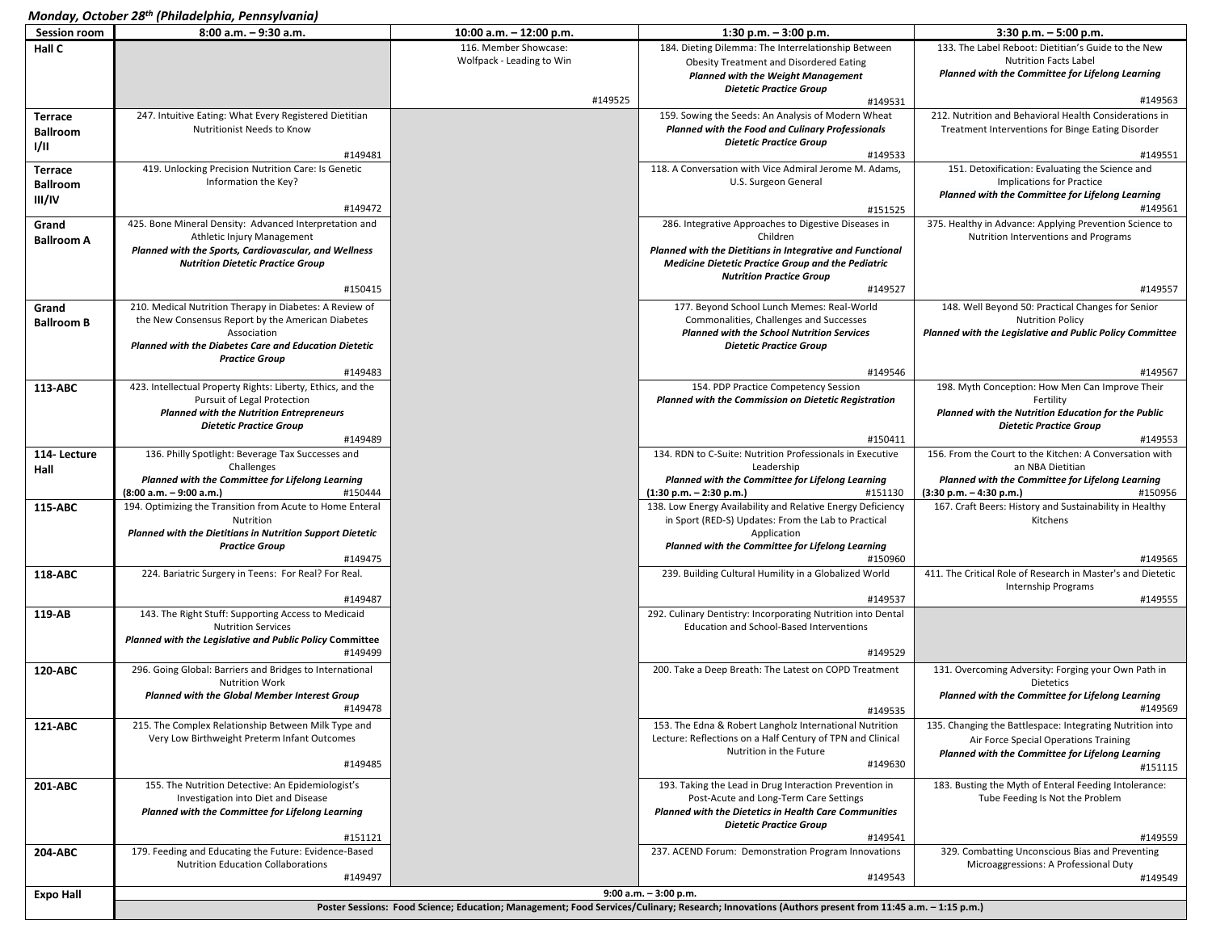*Monday, October 28th (Philadelphia, Pennsylvania)*

| Session room | 8:00 a.m. – 9:30 a.m. | 10:00 a.m. – 12:00 p.m. | 1:30 p.m. – 3:00 p.m. | 3:30 p.m. – 5:00 p.m. |
|---|---|---|---|---|
| **Hall C** | | 116. Member Showcase: Wolfpack - Leading to Win #149525 | 184. Dieting Dilemma: The Interrelationship Between Obesity Treatment and Disordered Eating ***Planned with the Weight Management Dietetic Practice Group*** #149531 | 133. The Label Reboot: Dietitian's Guide to the New Nutrition Facts Label ***Planned with the Committee for Lifelong Learning*** #149563 |
| **Terrace Ballroom I/II** | 247. Intuitive Eating: What Every Registered Dietitian Nutritionist Needs to Know #149481 | | 159. Sowing the Seeds: An Analysis of Modern Wheat ***Planned with the Food and Culinary Professionals Dietetic Practice Group*** #149533 | 212. Nutrition and Behavioral Health Considerations in Treatment Interventions for Binge Eating Disorder #149551 |
| **Terrace Ballroom III/IV** | 419. Unlocking Precision Nutrition Care: Is Genetic Information the Key? #149472 | | 118. A Conversation with Vice Admiral Jerome M. Adams, U.S. Surgeon General #151525 | 151. Detoxification: Evaluating the Science and Implications for Practice ***Planned with the Committee for Lifelong Learning*** #149561 |
| **Grand Ballroom A** | 425. Bone Mineral Density: Advanced Interpretation and Athletic Injury Management ***Planned with the Sports, Cardiovascular, and Wellness Nutrition Dietetic Practice Group*** #150415 | | 286. Integrative Approaches to Digestive Diseases in Children ***Planned with the Dietitians in Integrative and Functional Medicine Dietetic Practice Group and the Pediatric Nutrition Practice Group*** #149527 | 375. Healthy in Advance: Applying Prevention Science to Nutrition Interventions and Programs #149557 |
| **Grand Ballroom B** | 210. Medical Nutrition Therapy in Diabetes: A Review of the New Consensus Report by the American Diabetes Association ***Planned with the Diabetes Care and Education Dietetic Practice Group*** #149483 | | 177. Beyond School Lunch Memes: Real-World Commonalities, Challenges and Successes ***Planned with the School Nutrition Services Dietetic Practice Group*** #149546 | 148. Well Beyond 50: Practical Changes for Senior Nutrition Policy ***Planned with the Legislative and Public Policy Committee*** #149567 |
| **113-ABC** | 423. Intellectual Property Rights: Liberty, Ethics, and the Pursuit of Legal Protection ***Planned with the Nutrition Entrepreneurs Dietetic Practice Group*** #149489 | | 154. PDP Practice Competency Session ***Planned with the Commission on Dietetic Registration*** #150411 | 198. Myth Conception: How Men Can Improve Their Fertility ***Planned with the Nutrition Education for the Public Dietetic Practice Group*** #149553 |
| **114- Lecture Hall** | 136. Philly Spotlight: Beverage Tax Successes and Challenges ***Planned with the Committee for Lifelong Learning*** **(8:00 a.m. – 9:00 a.m.)** #150444 | | 134. RDN to C-Suite: Nutrition Professionals in Executive Leadership ***Planned with the Committee for Lifelong Learning*** **(1:30 p.m. – 2:30 p.m.)** #151130 | 156. From the Court to the Kitchen: A Conversation with an NBA Dietitian ***Planned with the Committee for Lifelong Learning*** **(3:30 p.m. – 4:30 p.m.)** #150956 |
| **115-ABC** | 194. Optimizing the Transition from Acute to Home Enteral Nutrition ***Planned with the Dietitians in Nutrition Support Dietetic Practice Group*** #149475 | | 138. Low Energy Availability and Relative Energy Deficiency in Sport (RED-S) Updates: From the Lab to Practical Application ***Planned with the Committee for Lifelong Learning*** #150960 | 167. Craft Beers: History and Sustainability in Healthy Kitchens #149565 |
| **118-ABC** | 224. Bariatric Surgery in Teens: For Real? For Real. #149487 | | 239. Building Cultural Humility in a Globalized World #149537 | 411. The Critical Role of Research in Master's and Dietetic Internship Programs #149555 |
| **119-AB** | 143. The Right Stuff: Supporting Access to Medicaid Nutrition Services ***Planned with the Legislative and Public Policy Committee*** #149499 | | 292. Culinary Dentistry: Incorporating Nutrition into Dental Education and School-Based Interventions #149529 | |
| **120-ABC** | 296. Going Global: Barriers and Bridges to International Nutrition Work ***Planned with the Global Member Interest Group*** #149478 | | 200. Take a Deep Breath: The Latest on COPD Treatment #149535 | 131. Overcoming Adversity: Forging your Own Path in Dietetics ***Planned with the Committee for Lifelong Learning*** #149569 |
| **121-ABC** | 215. The Complex Relationship Between Milk Type and Very Low Birthweight Preterm Infant Outcomes #149485 | | 153. The Edna & Robert Langholz International Nutrition Lecture: Reflections on a Half Century of TPN and Clinical Nutrition in the Future #149630 | 135. Changing the Battlespace: Integrating Nutrition into Air Force Special Operations Training ***Planned with the Committee for Lifelong Learning*** #151115 |
| **201-ABC** | 155. The Nutrition Detective: An Epidemiologist's Investigation into Diet and Disease ***Planned with the Committee for Lifelong Learning*** #151121 | | 193. Taking the Lead in Drug Interaction Prevention in Post-Acute and Long-Term Care Settings ***Planned with the Dietetics in Health Care Communities Dietetic Practice Group*** #149541 | 183. Busting the Myth of Enteral Feeding Intolerance: Tube Feeding Is Not the Problem #149559 |
| **204-ABC** | 179. Feeding and Educating the Future: Evidence-Based Nutrition Education Collaborations #149497 | | 237. ACEND Forum: Demonstration Program Innovations #149543 | 329. Combatting Unconscious Bias and Preventing Microaggressions: A Professional Duty #149549 |
| **Expo Hall** | **9:00 a.m. – 3:00 p.m.** **Poster Sessions: Food Science; Education; Management; Food Services/Culinary; Research; Innovations (Authors present from 11:45 a.m. – 1:15 p.m.)** | | | |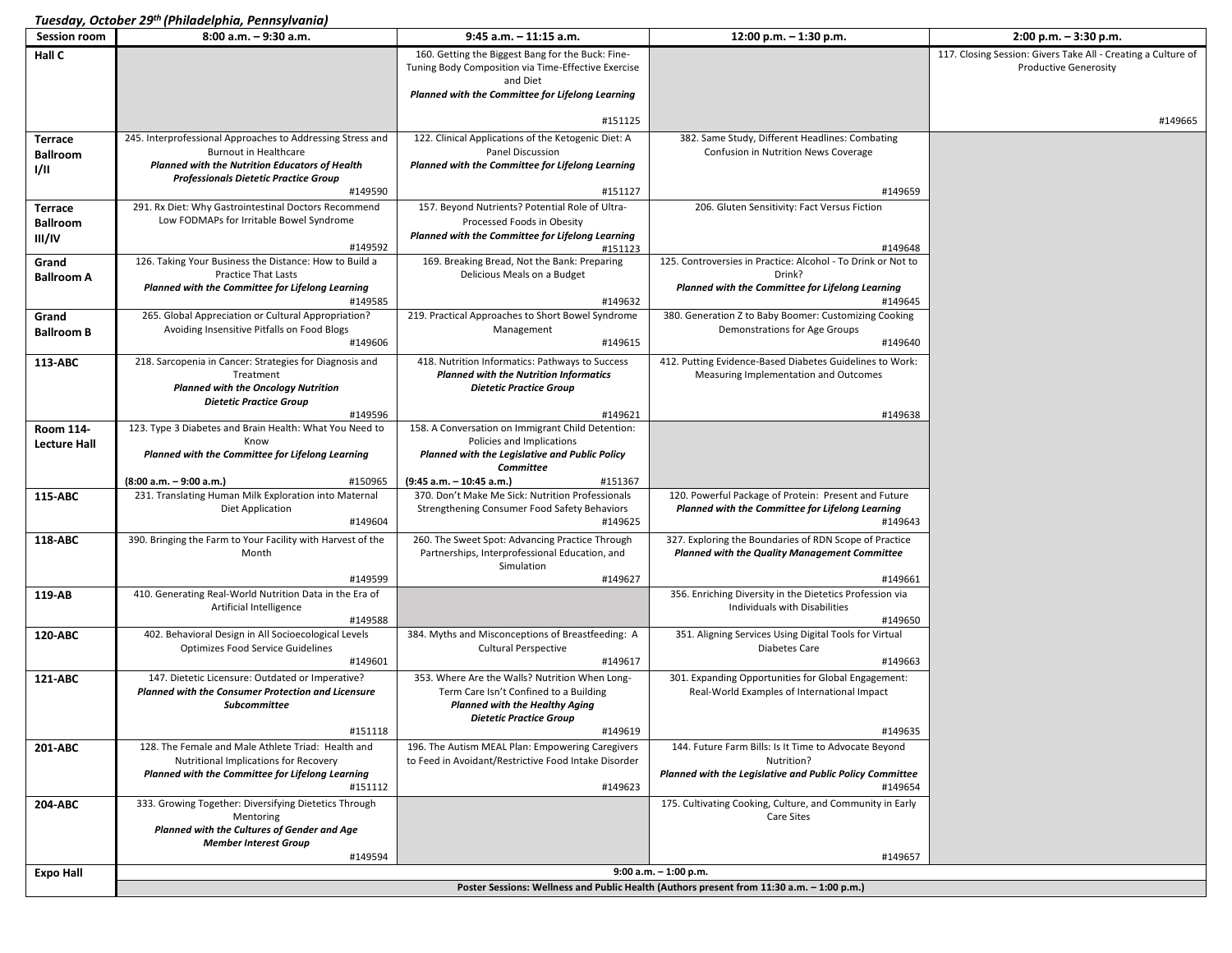*Tuesday, October 29th (Philadelphia, Pennsylvania)*

| Session room | 8:00 a.m. – 9:30 a.m. | 9:45 a.m. – 11:15 a.m. | 12:00 p.m. – 1:30 p.m. | 2:00 p.m. – 3:30 p.m. |
|---|---|---|---|---|
| **Hall C** | | 160. Getting the Biggest Bang for the Buck: Fine-Tuning Body Composition via Time-Effective Exercise and Diet ***Planned with the Committee for Lifelong Learning*** #151125 | | 117. Closing Session: Givers Take All - Creating a Culture of Productive Generosity #149665 |
| **Terrace Ballroom I/II** | 245. Interprofessional Approaches to Addressing Stress and Burnout in Healthcare ***Planned with the Nutrition Educators of Health Professionals Dietetic Practice Group*** #149590 | 122. Clinical Applications of the Ketogenic Diet: A Panel Discussion ***Planned with the Committee for Lifelong Learning*** #151127 | 382. Same Study, Different Headlines: Combating Confusion in Nutrition News Coverage #149659 | |
| **Terrace Ballroom III/IV** | 291. Rx Diet: Why Gastrointestinal Doctors Recommend Low FODMAPs for Irritable Bowel Syndrome #149592 | 157. Beyond Nutrients? Potential Role of Ultra-Processed Foods in Obesity ***Planned with the Committee for Lifelong Learning*** #151123 | 206. Gluten Sensitivity: Fact Versus Fiction #149648 | |
| **Grand Ballroom A** | 126. Taking Your Business the Distance: How to Build a Practice That Lasts ***Planned with the Committee for Lifelong Learning*** #149585 | 169. Breaking Bread, Not the Bank: Preparing Delicious Meals on a Budget #149632 | 125. Controversies in Practice: Alcohol - To Drink or Not to Drink? ***Planned with the Committee for Lifelong Learning*** #149645 | |
| **Grand Ballroom B** | 265. Global Appreciation or Cultural Appropriation? Avoiding Insensitive Pitfalls on Food Blogs #149606 | 219. Practical Approaches to Short Bowel Syndrome Management #149615 | 380. Generation Z to Baby Boomer: Customizing Cooking Demonstrations for Age Groups #149640 | |
| **113-ABC** | 218. Sarcopenia in Cancer: Strategies for Diagnosis and Treatment ***Planned with the Oncology Nutrition Dietetic Practice Group*** #149596 | 418. Nutrition Informatics: Pathways to Success ***Planned with the Nutrition Informatics Dietetic Practice Group*** #149621 | 412. Putting Evidence-Based Diabetes Guidelines to Work: Measuring Implementation and Outcomes #149638 | |
| **Room 114-Lecture Hall** | 123. Type 3 Diabetes and Brain Health: What You Need to Know ***Planned with the Committee for Lifelong Learning*** **(8:00 a.m. – 9:00 a.m.)** #150965 | 158. A Conversation on Immigrant Child Detention: Policies and Implications ***Planned with the Legislative and Public Policy Committee*** **(9:45 a.m. – 10:45 a.m.)** #151367 | | |
| **115-ABC** | 231. Translating Human Milk Exploration into Maternal Diet Application #149604 | 370. Don't Make Me Sick: Nutrition Professionals Strengthening Consumer Food Safety Behaviors #149625 | 120. Powerful Package of Protein: Present and Future ***Planned with the Committee for Lifelong Learning*** #149643 | |
| **118-ABC** | 390. Bringing the Farm to Your Facility with Harvest of the Month #149599 | 260. The Sweet Spot: Advancing Practice Through Partnerships, Interprofessional Education, and Simulation #149627 | 327. Exploring the Boundaries of RDN Scope of Practice ***Planned with the Quality Management Committee*** #149661 | |
| **119-AB** | 410. Generating Real-World Nutrition Data in the Era of Artificial Intelligence #149588 | | 356. Enriching Diversity in the Dietetics Profession via Individuals with Disabilities #149650 | |
| **120-ABC** | 402. Behavioral Design in All Socioecological Levels Optimizes Food Service Guidelines #149601 | 384. Myths and Misconceptions of Breastfeeding: A Cultural Perspective #149617 | 351. Aligning Services Using Digital Tools for Virtual Diabetes Care #149663 | |
| **121-ABC** | 147. Dietetic Licensure: Outdated or Imperative? ***Planned with the Consumer Protection and Licensure Subcommittee*** #151118 | 353. Where Are the Walls? Nutrition When Long-Term Care Isn't Confined to a Building ***Planned with the Healthy Aging Dietetic Practice Group*** #149619 | 301. Expanding Opportunities for Global Engagement: Real-World Examples of International Impact #149635 | |
| **201-ABC** | 128. The Female and Male Athlete Triad: Health and Nutritional Implications for Recovery ***Planned with the Committee for Lifelong Learning*** #151112 | 196. The Autism MEAL Plan: Empowering Caregivers to Feed in Avoidant/Restrictive Food Intake Disorder #149623 | 144. Future Farm Bills: Is It Time to Advocate Beyond Nutrition? ***Planned with the Legislative and Public Policy Committee*** #149654 | |
| **204-ABC** | 333. Growing Together: Diversifying Dietetics Through Mentoring ***Planned with the Cultures of Gender and Age Member Interest Group*** #149594 | | 175. Cultivating Cooking, Culture, and Community in Early Care Sites #149657 | |
| **Expo Hall** | 9:00 a.m. – 1:00 p.m. **Poster Sessions: Wellness and Public Health (Authors present from 11:30 a.m. – 1:00 p.m.)** | | | |